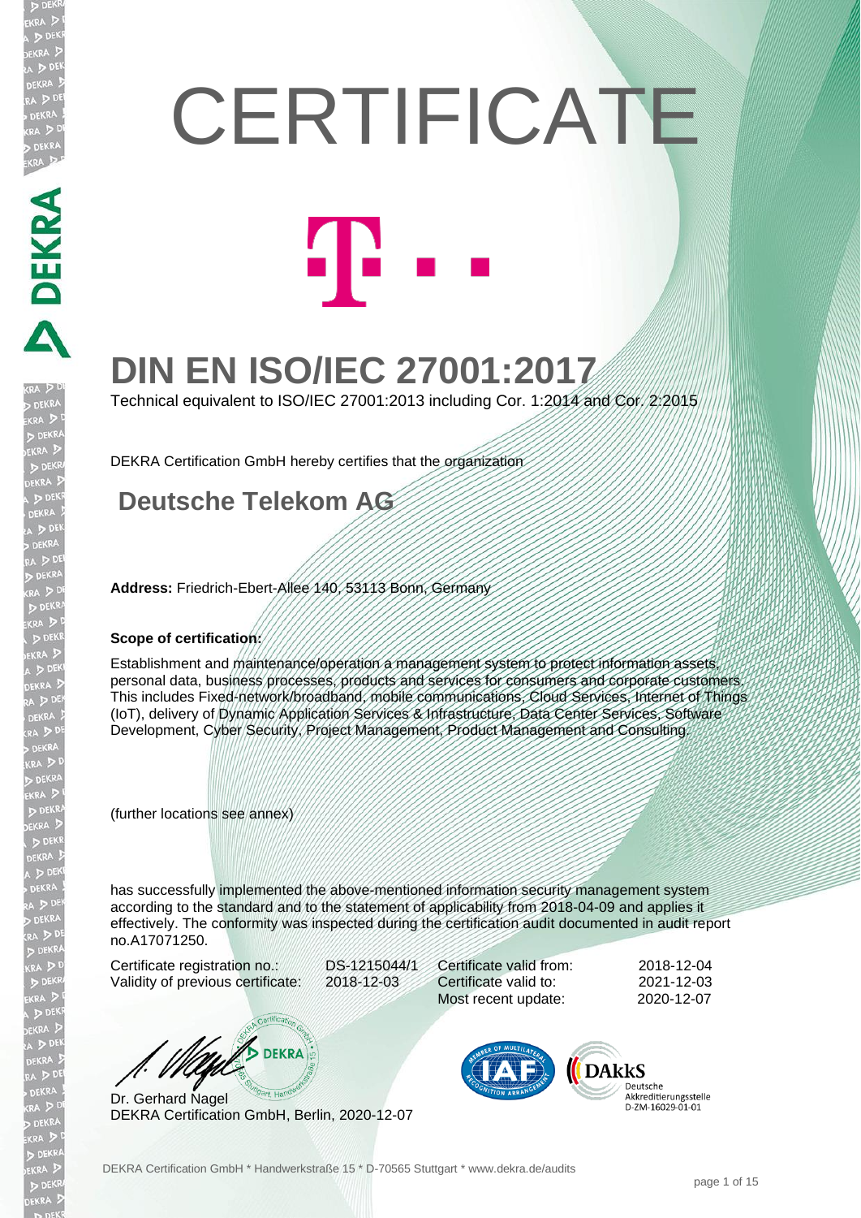# CERTIFICATE

## DIN EN ISO/IEC 27001:2017

Technical equivalent to ISO/IEC 27001:2013 including Cor. 1:2014 and Cor. 2:2015

DEKRA Certification GmbH hereby certifies that the organization

### Deutsche Telekom AG

**Address:** Friedrich-Ebert-Allee 140, 53113 Bonn, Germany

**Scope of certification:**

Establishment and maintenance/operation a management system to protect information assets, personal data, business processes, products and services for consumers and corporate customers. This includes Fixed-network/broadband, mobile communications, Cloud Services, Internet of Things (IoT), delivery of Dynamic Application Services & Infrastructure, Data Center Services, Software Development, Cyber Security, Project Management, Product Management and Consulting.

(further locations see annex)

has successfully implemented the above-mentioned information security management system according to the standard and to the statement of applicability from 2018-04-09 and applies it effectively. The conformity was inspected during the certification audit documented in audit report no.A17071250.

| | | | |
|---|---|---|---|
| Certificate registration no.: | DS-1215044/1 | Certificate valid from: | 2018-12-04 |
| Validity of previous certificate: | 2018-12-03 | Certificate valid to: | 2021-12-03 |
| | | Most recent update: | 2020-12-07 |

Dr. Gerhard Nagel
DEKRA Certification GmbH, Berlin, 2020-12-07

DAkkS Deutsche Akkreditierungsstelle D-ZM-16029-01-01

DEKRA Certification GmbH * Handwerkstraße 15 * D-70565 Stuttgart * www.dekra.de/audits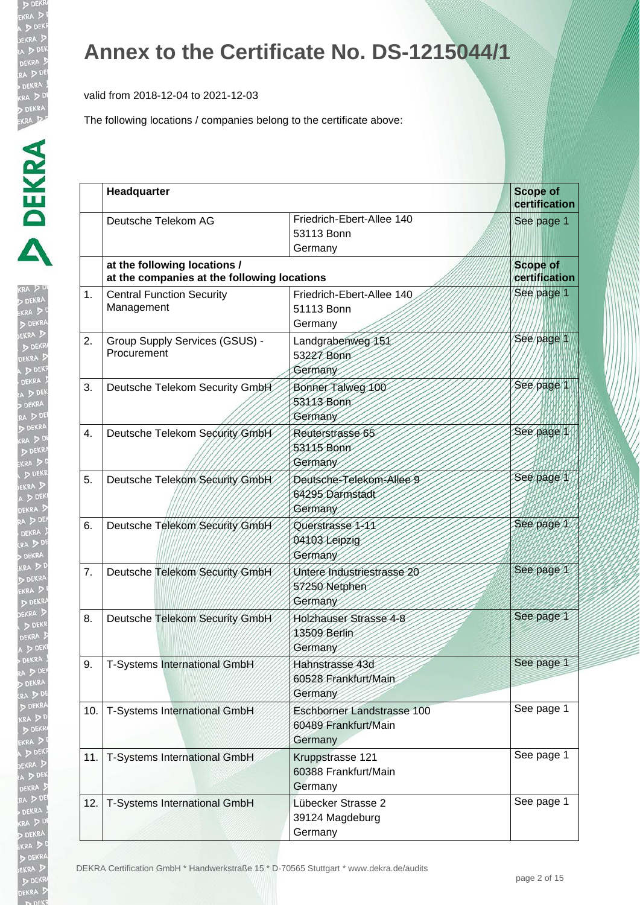# Annex to the Certificate No. DS-1215044/1

valid from 2018-12-04 to 2021-12-03

The following locations / companies belong to the certificate above:

| | **Headquarter** | | **Scope of certification** |
|---|---|---|---|
| | Deutsche Telekom AG | Friedrich-Ebert-Allee 140<br>53113 Bonn<br>Germany | See page 1 |
| | **at the following locations / at the companies at the following locations** | | **Scope of certification** |
| 1. | Central Function Security Management | Friedrich-Ebert-Allee 140<br>51113 Bonn<br>Germany | See page 1 |
| 2. | Group Supply Services (GSUS) - Procurement | Landgrabenweg 151<br>53227 Bonn<br>Germany | See page 1 |
| 3. | Deutsche Telekom Security GmbH | Bonner Talweg 100<br>53113 Bonn<br>Germany | See page 1 |
| 4. | Deutsche Telekom Security GmbH | Reuterstrasse 65<br>53115 Bonn<br>Germany | See page 1 |
| 5. | Deutsche Telekom Security GmbH | Deutsche-Telekom-Allee 9<br>64295 Darmstadt<br>Germany | See page 1 |
| 6. | Deutsche Telekom Security GmbH | Querstrasse 1-11<br>04103 Leipzig<br>Germany | See page 1 |
| 7. | Deutsche Telekom Security GmbH | Untere Industriestrasse 20<br>57250 Netphen<br>Germany | See page 1 |
| 8. | Deutsche Telekom Security GmbH | Holzhauser Strasse 4-8<br>13509 Berlin<br>Germany | See page 1 |
| 9. | T-Systems International GmbH | Hahnstrasse 43d<br>60528 Frankfurt/Main<br>Germany | See page 1 |
| 10. | T-Systems International GmbH | Eschborner Landstrasse 100<br>60489 Frankfurt/Main<br>Germany | See page 1 |
| 11. | T-Systems International GmbH | Kruppstrasse 121<br>60388 Frankfurt/Main<br>Germany | See page 1 |
| 12. | T-Systems International GmbH | Lübecker Strasse 2<br>39124 Magdeburg<br>Germany | See page 1 |

DEKRA Certification GmbH * Handwerkstraße 15 * D-70565 Stuttgart * www.dekra.de/audits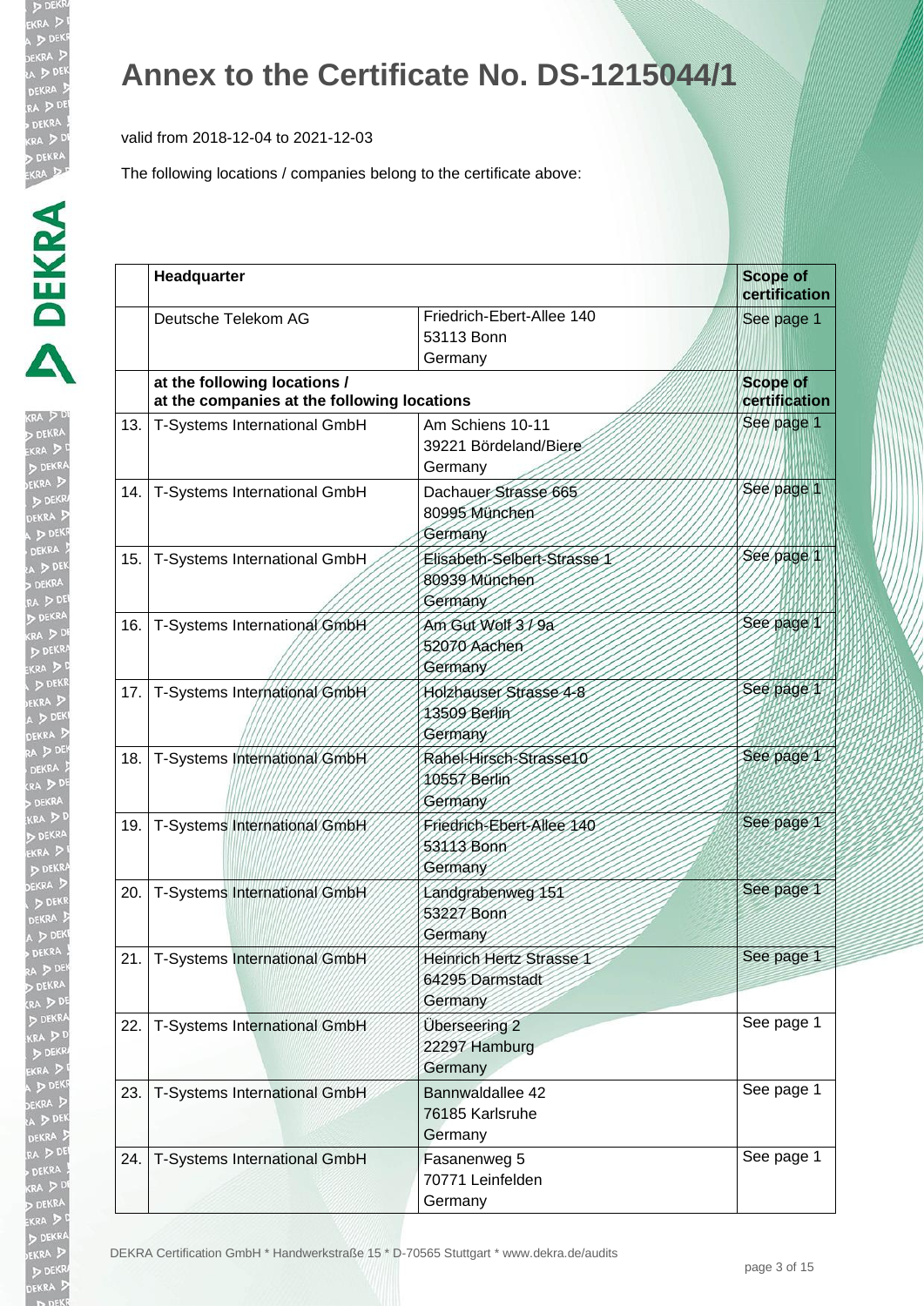# Annex to the Certificate No. DS-1215044/1

valid from 2018-12-04 to 2021-12-03

The following locations / companies belong to the certificate above:

| | Headquarter | | Scope of certification |
|---|---|---|---|
| | Deutsche Telekom AG | Friedrich-Ebert-Allee 140<br>53113 Bonn<br>Germany | See page 1 |
| | **at the following locations /<br>at the companies at the following locations** | | **Scope of certification** |
| 13. | T-Systems International GmbH | Am Schiens 10-11<br>39221 Bördeland/Biere<br>Germany | See page 1 |
| 14. | T-Systems International GmbH | Dachauer Strasse 665<br>80995 München<br>Germany | See page 1 |
| 15. | T-Systems International GmbH | Elisabeth-Selbert-Strasse 1<br>80939 München<br>Germany | See page 1 |
| 16. | T-Systems International GmbH | Am Gut Wolf 3 / 9a<br>52070 Aachen<br>Germany | See page 1 |
| 17. | T-Systems International GmbH | Holzhauser Strasse 4-8<br>13509 Berlin<br>Germany | See page 1 |
| 18. | T-Systems International GmbH | Rahel-Hirsch-Strasse10<br>10557 Berlin<br>Germany | See page 1 |
| 19. | T-Systems International GmbH | Friedrich-Ebert-Allee 140<br>53113 Bonn<br>Germany | See page 1 |
| 20. | T-Systems International GmbH | Landgrabenweg 151<br>53227 Bonn<br>Germany | See page 1 |
| 21. | T-Systems International GmbH | Heinrich Hertz Strasse 1<br>64295 Darmstadt<br>Germany | See page 1 |
| 22. | T-Systems International GmbH | Überseering 2<br>22297 Hamburg<br>Germany | See page 1 |
| 23. | T-Systems International GmbH | Bannwaldallee 42<br>76185 Karlsruhe<br>Germany | See page 1 |
| 24. | T-Systems International GmbH | Fasanenweg 5<br>70771 Leinfelden<br>Germany | See page 1 |

DEKRA Certification GmbH * Handwerkstraße 15 * D-70565 Stuttgart * www.dekra.de/audits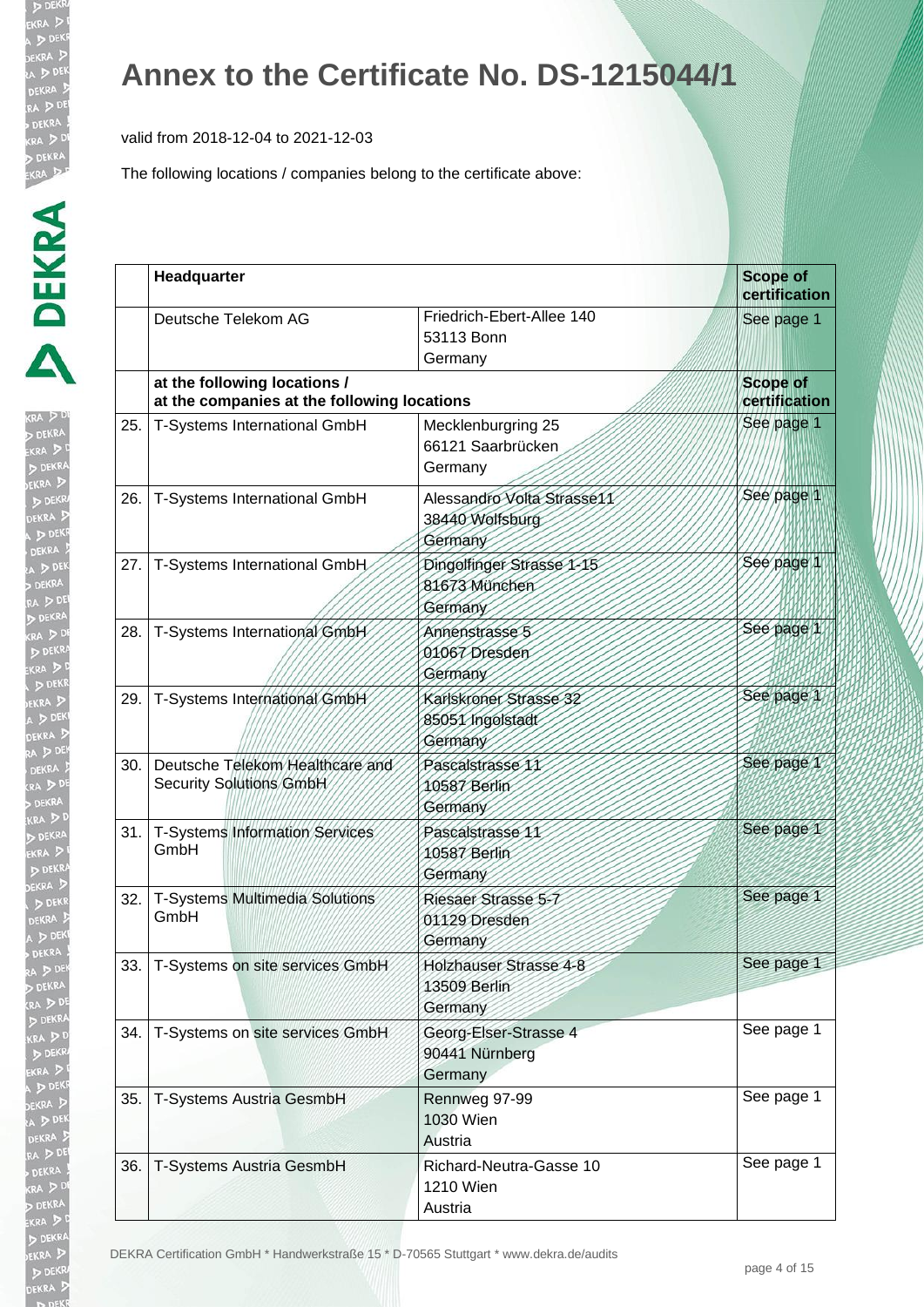# Annex to the Certificate No. DS-1215044/1

valid from 2018-12-04 to 2021-12-03

The following locations / companies belong to the certificate above:

| | Headquarter | | Scope of certification |
|---|---|---|---|
| | Deutsche Telekom AG | Friedrich-Ebert-Allee 140<br>53113 Bonn<br>Germany | See page 1 |
| | **at the following locations / at the companies at the following locations** | | **Scope of certification** |
| 25. | T-Systems International GmbH | Mecklenburgring 25<br>66121 Saarbrücken<br>Germany | See page 1 |
| 26. | T-Systems International GmbH | Alessandro Volta Strasse11<br>38440 Wolfsburg<br>Germany | See page 1 |
| 27. | T-Systems International GmbH | Dingolfinger Strasse 1-15<br>81673 München<br>Germany | See page 1 |
| 28. | T-Systems International GmbH | Annenstrasse 5<br>01067 Dresden<br>Germany | See page 1 |
| 29. | T-Systems International GmbH | Karlskroner Strasse 32<br>85051 Ingolstadt<br>Germany | See page 1 |
| 30. | Deutsche Telekom Healthcare and Security Solutions GmbH | Pascalstrasse 11<br>10587 Berlin<br>Germany | See page 1 |
| 31. | T-Systems Information Services GmbH | Pascalstrasse 11<br>10587 Berlin<br>Germany | See page 1 |
| 32. | T-Systems Multimedia Solutions GmbH | Riesaer Strasse 5-7<br>01129 Dresden<br>Germany | See page 1 |
| 33. | T-Systems on site services GmbH | Holzhauser Strasse 4-8<br>13509 Berlin<br>Germany | See page 1 |
| 34. | T-Systems on site services GmbH | Georg-Elser-Strasse 4<br>90441 Nürnberg<br>Germany | See page 1 |
| 35. | T-Systems Austria GesmbH | Rennweg 97-99<br>1030 Wien<br>Austria | See page 1 |
| 36. | T-Systems Austria GesmbH | Richard-Neutra-Gasse 10<br>1210 Wien<br>Austria | See page 1 |

DEKRA Certification GmbH * Handwerkstraße 15 * D-70565 Stuttgart * www.dekra.de/audits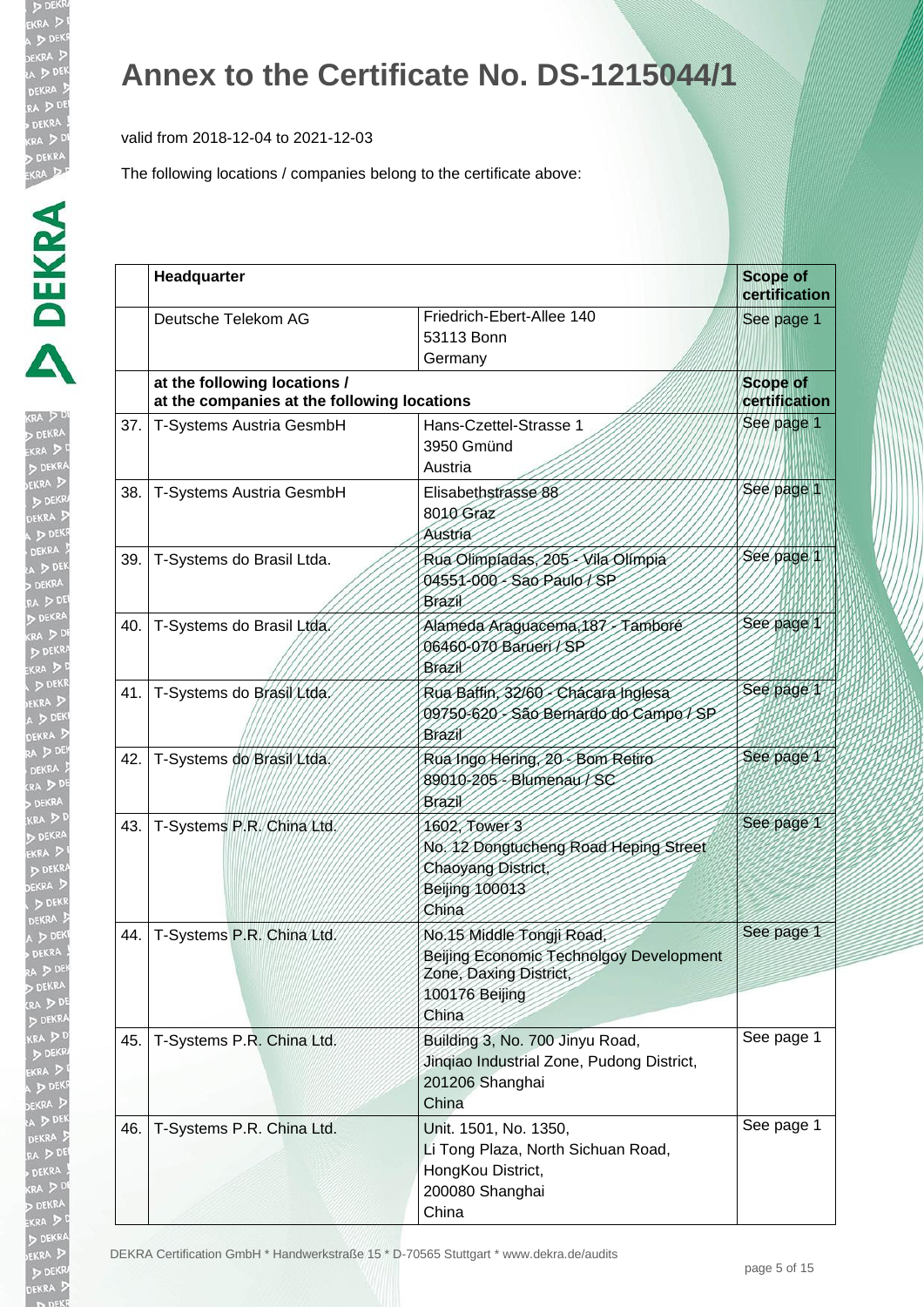# Annex to the Certificate No. DS-1215044/1

valid from 2018-12-04 to 2021-12-03

The following locations / companies belong to the certificate above:

| | **Headquarter** | | **Scope of certification** |
|---|---|---|---|
| | Deutsche Telekom AG | Friedrich-Ebert-Allee 140<br>53113 Bonn<br>Germany | See page 1 |
| | **at the following locations / at the companies at the following locations** | | **Scope of certification** |
| 37. | T-Systems Austria GesmbH | Hans-Czettel-Strasse 1<br>3950 Gmünd<br>Austria | See page 1 |
| 38. | T-Systems Austria GesmbH | Elisabethstrasse 88<br>8010 Graz<br>Austria | See page 1 |
| 39. | T-Systems do Brasil Ltda. | Rua Olimpíadas, 205 - Vila Olímpia<br>04551-000 - Sao Paulo / SP<br>Brazil | See page 1 |
| 40. | T-Systems do Brasil Ltda. | Alameda Araguacema,187 - Tamboré<br>06460-070 Barueri / SP<br>Brazil | See page 1 |
| 41. | T-Systems do Brasil Ltda. | Rua Baffin, 32/60 - Chácara Inglesa<br>09750-620 - São Bernardo do Campo / SP<br>Brazil | See page 1 |
| 42. | T-Systems do Brasil Ltda. | Rua Ingo Hering, 20 - Bom Retiro<br>89010-205 - Blumenau / SC<br>Brazil | See page 1 |
| 43. | T-Systems P.R. China Ltd. | 1602, Tower 3<br>No. 12 Dongtucheng Road Heping Street<br>Chaoyang District,<br>Beijing 100013<br>China | See page 1 |
| 44. | T-Systems P.R. China Ltd. | No.15 Middle Tongji Road,<br>Beijing Economic Technolgoy Development Zone, Daxing District,<br>100176 Beijing<br>China | See page 1 |
| 45. | T-Systems P.R. China Ltd. | Building 3, No. 700 Jinyu Road,<br>Jinqiao Industrial Zone, Pudong District,<br>201206 Shanghai<br>China | See page 1 |
| 46. | T-Systems P.R. China Ltd. | Unit. 1501, No. 1350,<br>Li Tong Plaza, North Sichuan Road,<br>HongKou District,<br>200080 Shanghai<br>China | See page 1 |

DEKRA Certification GmbH * Handwerkstraße 15 * D-70565 Stuttgart * www.dekra.de/audits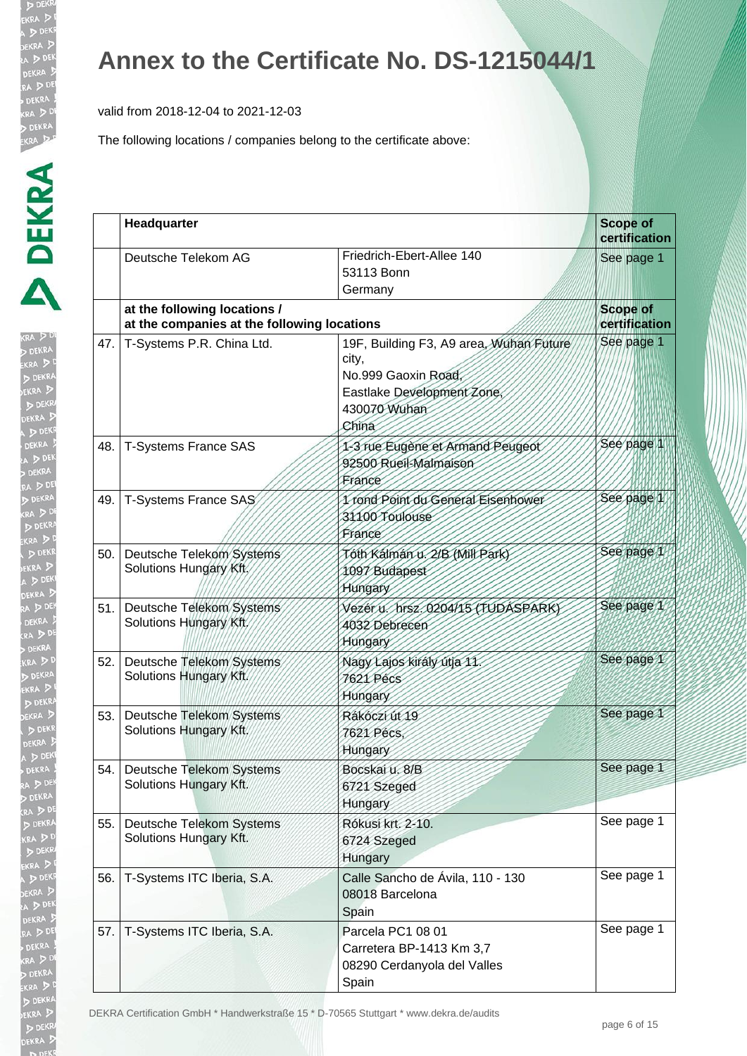# Annex to the Certificate No. DS-1215044/1

valid from 2018-12-04 to 2021-12-03

The following locations / companies belong to the certificate above:

| | **Headquarter** | | **Scope of certification** |
|---|---|---|---|
| | Deutsche Telekom AG | Friedrich-Ebert-Allee 140<br>53113 Bonn<br>Germany | See page 1 |
| | **at the following locations / at the companies at the following locations** | | **Scope of certification** |
| 47. | T-Systems P.R. China Ltd. | 19F, Building F3, A9 area, Wuhan Future city,<br>No.999 Gaoxin Road,<br>Eastlake Development Zone,<br>430070 Wuhan<br>China | See page 1 |
| 48. | T-Systems France SAS | 1-3 rue Eugène et Armand Peugeot<br>92500 Rueil-Malmaison<br>France | See page 1 |
| 49. | T-Systems France SAS | 1 rond Point du General Eisenhower<br>31100 Toulouse<br>France | See page 1 |
| 50. | Deutsche Telekom Systems Solutions Hungary Kft. | Tóth Kálmán u. 2/B (Mill Park)<br>1097 Budapest<br>Hungary | See page 1 |
| 51. | Deutsche Telekom Systems Solutions Hungary Kft. | Vezér u. hrsz. 0204/15 (TUDÁSPARK)<br>4032 Debrecen<br>Hungary | See page 1 |
| 52. | Deutsche Telekom Systems Solutions Hungary Kft. | Nagy Lajos király útja 11.<br>7621 Pécs<br>Hungary | See page 1 |
| 53. | Deutsche Telekom Systems Solutions Hungary Kft. | Rákóczi út 19<br>7621 Pécs,<br>Hungary | See page 1 |
| 54. | Deutsche Telekom Systems Solutions Hungary Kft. | Bocskai u. 8/B<br>6721 Szeged<br>Hungary | See page 1 |
| 55. | Deutsche Telekom Systems Solutions Hungary Kft. | Rókusi krt. 2-10.<br>6724 Szeged<br>Hungary | See page 1 |
| 56. | T-Systems ITC Iberia, S.A. | Calle Sancho de Ávila, 110 - 130<br>08018 Barcelona<br>Spain | See page 1 |
| 57. | T-Systems ITC Iberia, S.A. | Parcela PC1 08 01<br>Carretera BP-1413 Km 3,7<br>08290 Cerdanyola del Valles<br>Spain | See page 1 |

DEKRA Certification GmbH * Handwerkstraße 15 * D-70565 Stuttgart * www.dekra.de/audits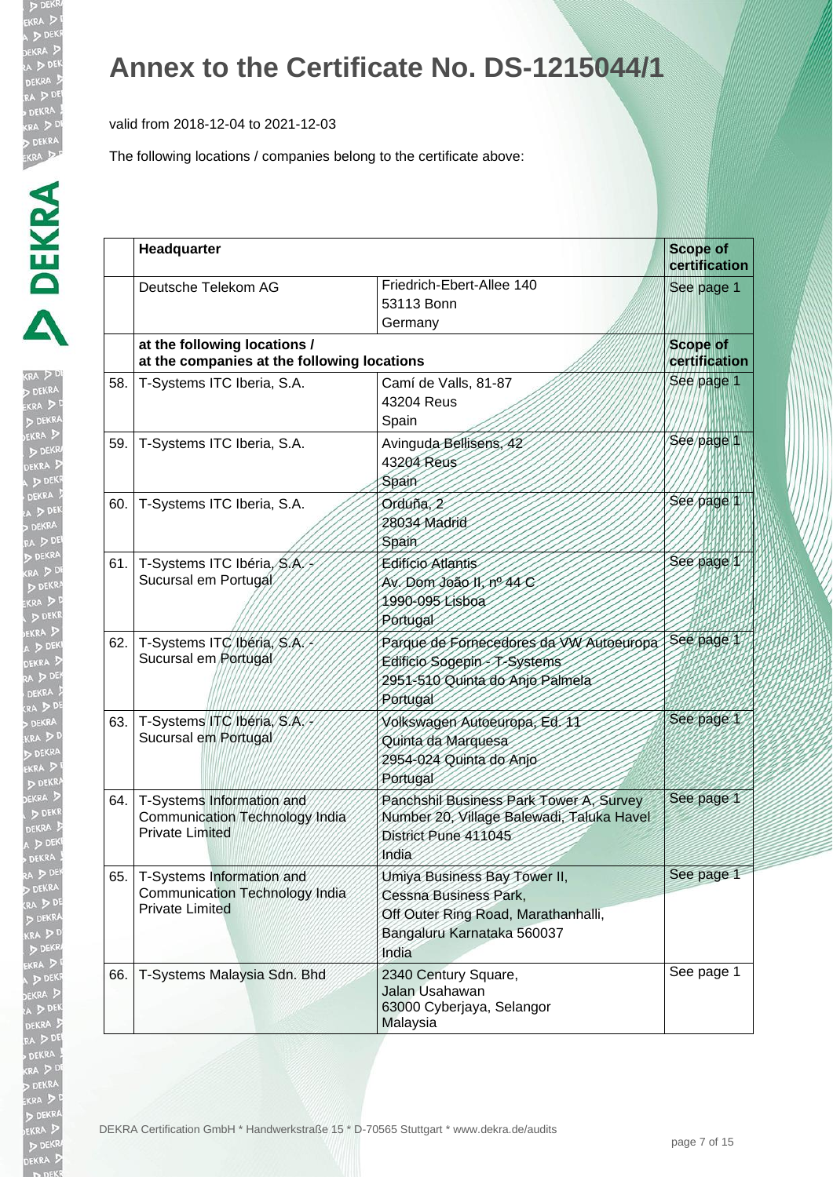# Annex to the Certificate No. DS-1215044/1

valid from 2018-12-04 to 2021-12-03

The following locations / companies belong to the certificate above:

| | **Headquarter** | | **Scope of certification** |
|---|---|---|---|
| | Deutsche Telekom AG | Friedrich-Ebert-Allee 140<br>53113 Bonn<br>Germany | See page 1 |
| | **at the following locations / at the companies at the following locations** | | **Scope of certification** |
| 58. | T-Systems ITC Iberia, S.A. | Camí de Valls, 81-87<br>43204 Reus<br>Spain | See page 1 |
| 59. | T-Systems ITC Iberia, S.A. | Avinguda Bellisens, 42<br>43204 Reus<br>Spain | See page 1 |
| 60. | T-Systems ITC Iberia, S.A. | Orduña, 2<br>28034 Madrid<br>Spain | See page 1 |
| 61. | T-Systems ITC Ibéria, S.A. - Sucursal em Portugal | Edifício Atlantis<br>Av. Dom João II, nº 44 C<br>1990-095 Lisboa<br>Portugal | See page 1 |
| 62. | T-Systems ITC Ibéria, S.A. - Sucursal em Portugal | Parque de Fornecedores da VW Autoeuropa<br>Edifício Sogepin - T-Systems<br>2951-510 Quinta do Anjo Palmela<br>Portugal | See page 1 |
| 63. | T-Systems ITC Ibéria, S.A. - Sucursal em Portugal | Volkswagen Autoeuropa, Ed. 11<br>Quinta da Marquesa<br>2954-024 Quinta do Anjo<br>Portugal | See page 1 |
| 64. | T-Systems Information and Communication Technology India Private Limited | Panchshil Business Park Tower A, Survey Number 20, Village Balewadi, Taluka Havel District Pune 411045<br>India | See page 1 |
| 65. | T-Systems Information and Communication Technology India Private Limited | Umiya Business Bay Tower II,<br>Cessna Business Park,<br>Off Outer Ring Road, Marathanhalli,<br>Bangaluru Karnataka 560037<br>India | See page 1 |
| 66. | T-Systems Malaysia Sdn. Bhd | 2340 Century Square,<br>Jalan Usahawan<br>63000 Cyberjaya, Selangor<br>Malaysia | See page 1 |

DEKRA Certification GmbH * Handwerkstraße 15 * D-70565 Stuttgart * www.dekra.de/audits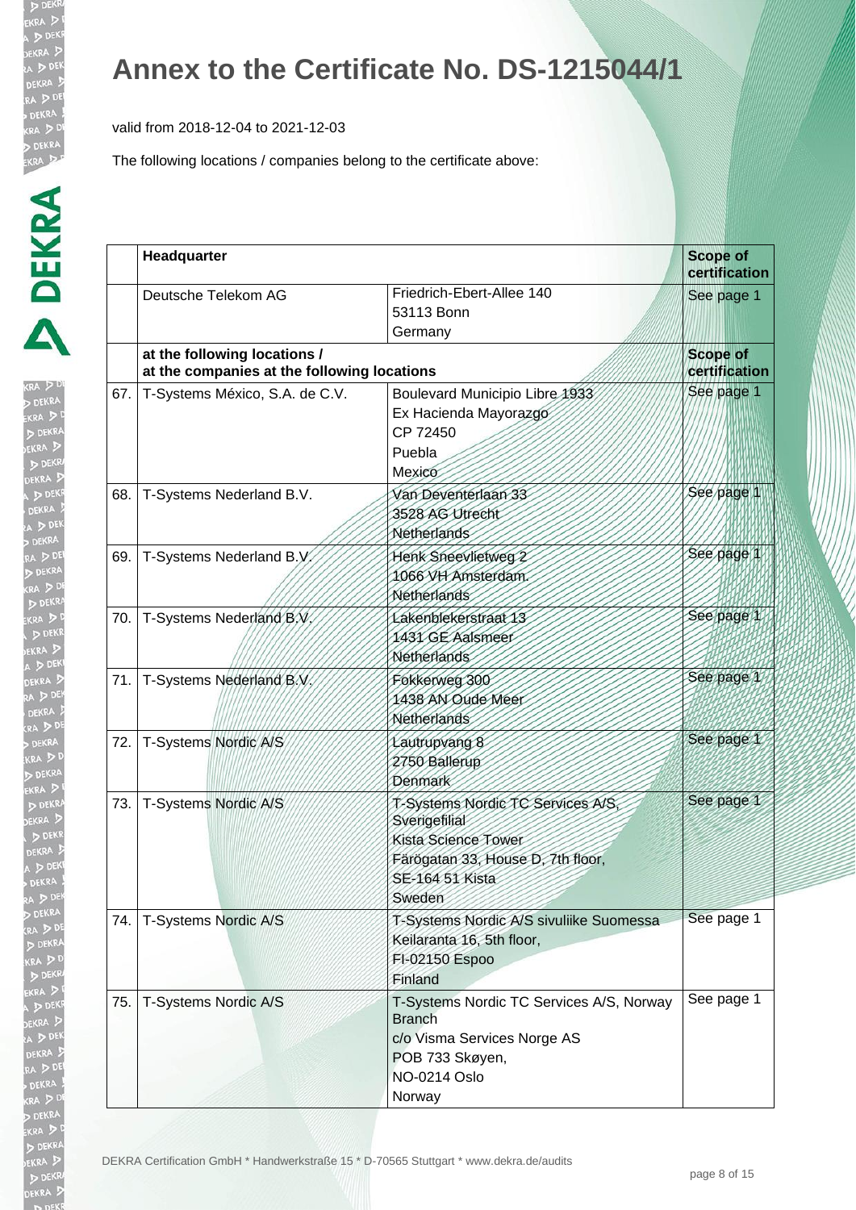# Annex to the Certificate No. DS-1215044/1

valid from 2018-12-04 to 2021-12-03

The following locations / companies belong to the certificate above:

| | Headquarter | | Scope of certification |
|---|---|---|---|
| | Deutsche Telekom AG | Friedrich-Ebert-Allee 140<br>53113 Bonn<br>Germany | See page 1 |
| | **at the following locations / at the companies at the following locations** | | **Scope of certification** |
| 67. | T-Systems México, S.A. de C.V. | Boulevard Municipio Libre 1933<br>Ex Hacienda Mayorazgo<br>CP 72450<br>Puebla<br>Mexico | See page 1 |
| 68. | T-Systems Nederland B.V. | Van Deventerlaan 33<br>3528 AG Utrecht<br>Netherlands | See page 1 |
| 69. | T-Systems Nederland B.V. | Henk Sneevlietweg 2<br>1066 VH Amsterdam.<br>Netherlands | See page 1 |
| 70. | T-Systems Nederland B.V. | Lakenblekerstraat 13<br>1431 GE Aalsmeer<br>Netherlands | See page 1 |
| 71. | T-Systems Nederland B.V. | Fokkerweg 300<br>1438 AN Oude Meer<br>Netherlands | See page 1 |
| 72. | T-Systems Nordic A/S | Lautrupvang 8<br>2750 Ballerup<br>Denmark | See page 1 |
| 73. | T-Systems Nordic A/S | T-Systems Nordic TC Services A/S, Sverigefilial<br>Kista Science Tower<br>Färögatan 33, House D, 7th floor,<br>SE-164 51 Kista<br>Sweden | See page 1 |
| 74. | T-Systems Nordic A/S | T-Systems Nordic A/S sivuliike Suomessa<br>Keilaranta 16, 5th floor,<br>FI-02150 Espoo<br>Finland | See page 1 |
| 75. | T-Systems Nordic A/S | T-Systems Nordic TC Services A/S, Norway Branch<br>c/o Visma Services Norge AS<br>POB 733 Skøyen,<br>NO-0214 Oslo<br>Norway | See page 1 |

DEKRA Certification GmbH * Handwerkstraße 15 * D-70565 Stuttgart * www.dekra.de/audits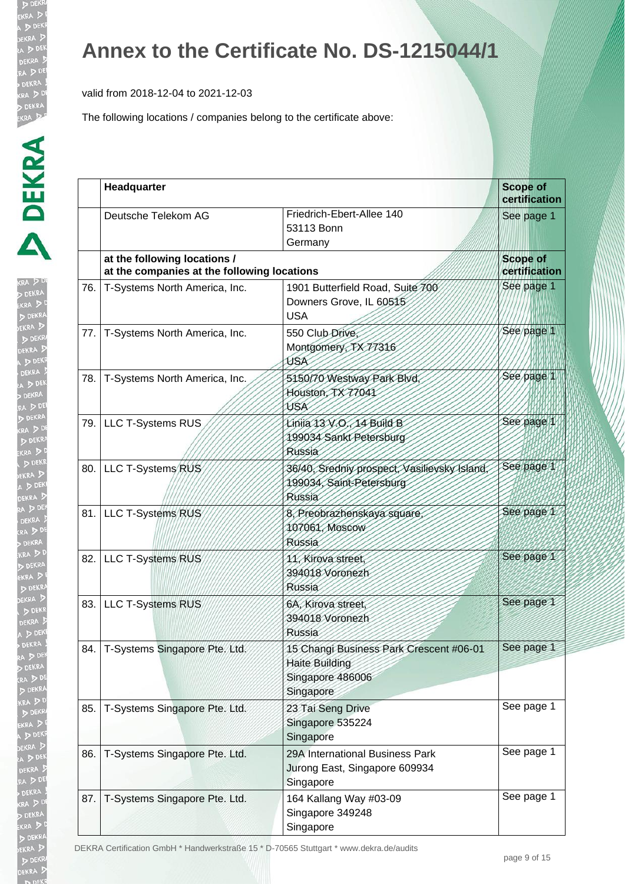# Annex to the Certificate No. DS-1215044/1

valid from 2018-12-04 to 2021-12-03

The following locations / companies belong to the certificate above:

| | **Headquarter** | | **Scope of certification** |
|---|---|---|---|
| | Deutsche Telekom AG | Friedrich-Ebert-Allee 140<br>53113 Bonn<br>Germany | See page 1 |
| | **at the following locations / at the companies at the following locations** | | **Scope of certification** |
| 76. | T-Systems North America, Inc. | 1901 Butterfield Road, Suite 700<br>Downers Grove, IL 60515<br>USA | See page 1 |
| 77. | T-Systems North America, Inc. | 550 Club Drive,<br>Montgomery, TX 77316<br>USA | See page 1 |
| 78. | T-Systems North America, Inc. | 5150/70 Westway Park Blvd,<br>Houston, TX 77041<br>USA | See page 1 |
| 79. | LLC T-Systems RUS | Liniia 13 V.O., 14 Build B<br>199034 Sankt Petersburg<br>Russia | See page 1 |
| 80. | LLC T-Systems RUS | 36/40, Sredniy prospect, Vasilievsky Island,<br>199034, Saint-Petersburg<br>Russia | See page 1 |
| 81. | LLC T-Systems RUS | 8, Preobrazhenskaya square,<br>107061, Moscow<br>Russia | See page 1 |
| 82. | LLC T-Systems RUS | 11, Kirova street,<br>394018 Voronezh<br>Russia | See page 1 |
| 83. | LLC T-Systems RUS | 6A, Kirova street,<br>394018 Voronezh<br>Russia | See page 1 |
| 84. | T-Systems Singapore Pte. Ltd. | 15 Changi Business Park Crescent #06-01<br>Haite Building<br>Singapore 486006<br>Singapore | See page 1 |
| 85. | T-Systems Singapore Pte. Ltd. | 23 Tai Seng Drive<br>Singapore 535224<br>Singapore | See page 1 |
| 86. | T-Systems Singapore Pte. Ltd. | 29A International Business Park<br>Jurong East, Singapore 609934<br>Singapore | See page 1 |
| 87. | T-Systems Singapore Pte. Ltd. | 164 Kallang Way #03-09<br>Singapore 349248<br>Singapore | See page 1 |

DEKRA Certification GmbH * Handwerkstraße 15 * D-70565 Stuttgart * www.dekra.de/audits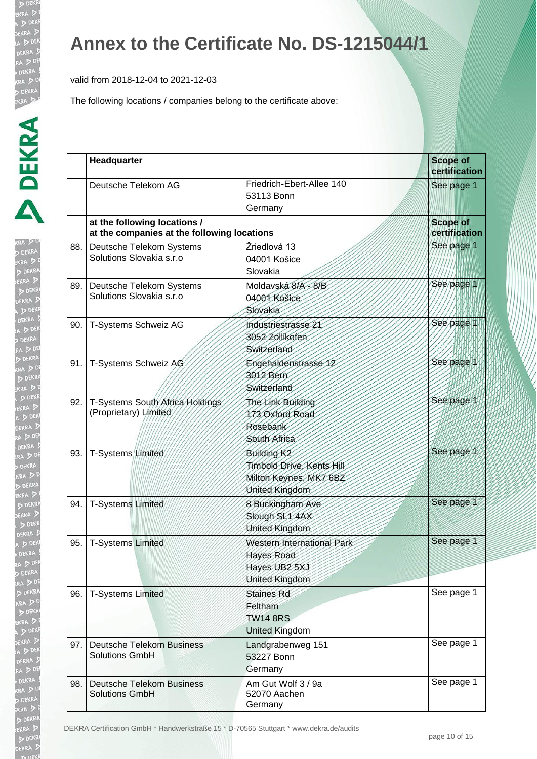# Annex to the Certificate No. DS-1215044/1

valid from 2018-12-04 to 2021-12-03

The following locations / companies belong to the certificate above:

| | **Headquarter** | | **Scope of certification** |
|---|---|---|---|
| | Deutsche Telekom AG | Friedrich-Ebert-Allee 140<br>53113 Bonn<br>Germany | See page 1 |
| | **at the following locations / at the companies at the following locations** | | **Scope of certification** |
| 88. | Deutsche Telekom Systems Solutions Slovakia s.r.o | Žriedlová 13<br>04001 Košice<br>Slovakia | See page 1 |
| 89. | Deutsche Telekom Systems Solutions Slovakia s.r.o | Moldavská 8/A - 8/B<br>04001 Košice<br>Slovakia | See page 1 |
| 90. | T-Systems Schweiz AG | Industriestrasse 21<br>3052 Zollikofen<br>Switzerland | See page 1 |
| 91. | T-Systems Schweiz AG | Engehaldenstrasse 12<br>3012 Bern<br>Switzerland | See page 1 |
| 92. | T-Systems South Africa Holdings (Proprietary) Limited | The Link Building<br>173 Oxford Road<br>Rosebank<br>South Africa | See page 1 |
| 93. | T-Systems Limited | Building K2<br>Timbold Drive, Kents Hill<br>Milton Keynes, MK7 6BZ<br>United Kingdom | See page 1 |
| 94. | T-Systems Limited | 8 Buckingham Ave<br>Slough SL1 4AX<br>United Kingdom | See page 1 |
| 95. | T-Systems Limited | Western International Park<br>Hayes Road<br>Hayes UB2 5XJ<br>United Kingdom | See page 1 |
| 96. | T-Systems Limited | Staines Rd<br>Feltham<br>TW14 8RS<br>United Kingdom | See page 1 |
| 97. | Deutsche Telekom Business Solutions GmbH | Landgrabenweg 151<br>53227 Bonn<br>Germany | See page 1 |
| 98. | Deutsche Telekom Business Solutions GmbH | Am Gut Wolf 3 / 9a<br>52070 Aachen<br>Germany | See page 1 |

DEKRA Certification GmbH * Handwerkstraße 15 * D-70565 Stuttgart * www.dekra.de/audits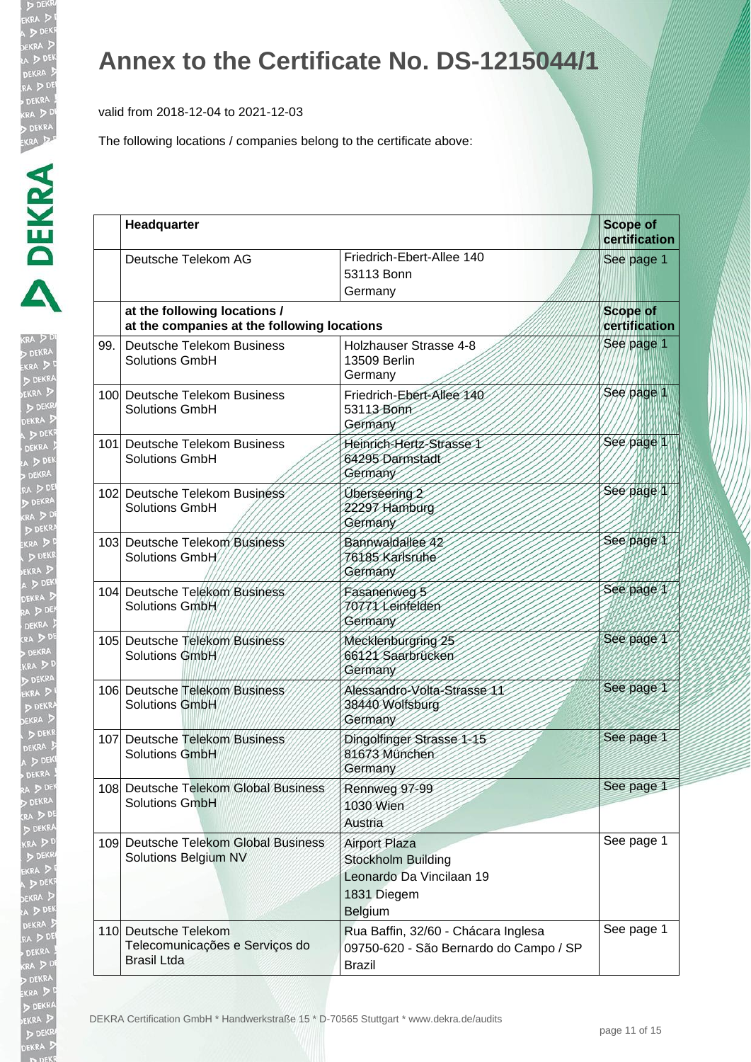# Annex to the Certificate No. DS-1215044/1

valid from 2018-12-04 to 2021-12-03

The following locations / companies belong to the certificate above:

| | **Headquarter** | | **Scope of certification** |
|---|---|---|---|
| | Deutsche Telekom AG | Friedrich-Ebert-Allee 140<br>53113 Bonn<br>Germany | See page 1 |
| | **at the following locations / at the companies at the following locations** | | **Scope of certification** |
| 99. | Deutsche Telekom Business Solutions GmbH | Holzhauser Strasse 4-8<br>13509 Berlin<br>Germany | See page 1 |
| 100 | Deutsche Telekom Business Solutions GmbH | Friedrich-Ebert-Allee 140<br>53113 Bonn<br>Germany | See page 1 |
| 101 | Deutsche Telekom Business Solutions GmbH | Heinrich-Hertz-Strasse 1<br>64295 Darmstadt<br>Germany | See page 1 |
| 102 | Deutsche Telekom Business Solutions GmbH | Überseering 2<br>22297 Hamburg<br>Germany | See page 1 |
| 103 | Deutsche Telekom Business Solutions GmbH | Bannwaldallee 42<br>76185 Karlsruhe<br>Germany | See page 1 |
| 104 | Deutsche Telekom Business Solutions GmbH | Fasanenweg 5<br>70771 Leinfelden<br>Germany | See page 1 |
| 105 | Deutsche Telekom Business Solutions GmbH | Mecklenburgring 25<br>66121 Saarbrücken<br>Germany | See page 1 |
| 106 | Deutsche Telekom Business Solutions GmbH | Alessandro-Volta-Strasse 11<br>38440 Wolfsburg<br>Germany | See page 1 |
| 107 | Deutsche Telekom Business Solutions GmbH | Dingolfinger Strasse 1-15<br>81673 München<br>Germany | See page 1 |
| 108 | Deutsche Telekom Global Business Solutions GmbH | Rennweg 97-99<br>1030 Wien<br>Austria | See page 1 |
| 109 | Deutsche Telekom Global Business Solutions Belgium NV | Airport Plaza<br>Stockholm Building<br>Leonardo Da Vincilaan 19<br>1831 Diegem<br>Belgium | See page 1 |
| 110 | Deutsche Telekom Telecomunicações e Serviços do Brasil Ltda | Rua Baffin, 32/60 - Chácara Inglesa<br>09750-620 - São Bernardo do Campo / SP<br>Brazil | See page 1 |

DEKRA Certification GmbH * Handwerkstraße 15 * D-70565 Stuttgart * www.dekra.de/audits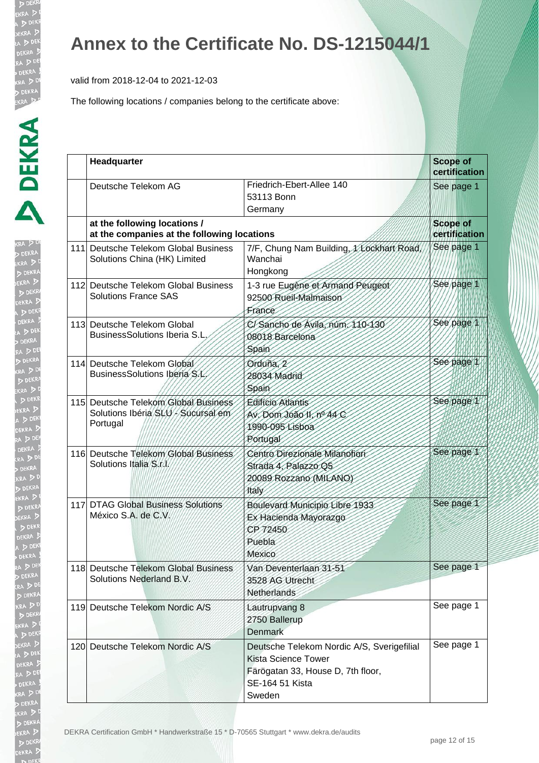# Annex to the Certificate No. DS-1215044/1

valid from 2018-12-04 to 2021-12-03

The following locations / companies belong to the certificate above:

| | Headquarter | | Scope of certification |
|---|---|---|---|
| | Deutsche Telekom AG | Friedrich-Ebert-Allee 140<br>53113 Bonn<br>Germany | See page 1 |
| | **at the following locations / at the companies at the following locations** | | **Scope of certification** |
| 111 | Deutsche Telekom Global Business Solutions China (HK) Limited | 7/F, Chung Nam Building, 1 Lockhart Road, Wanchai<br>Hongkong | See page 1 |
| 112 | Deutsche Telekom Global Business Solutions France SAS | 1-3 rue Eugène et Armand Peugeot<br>92500 Rueil-Malmaison<br>France | See page 1 |
| 113 | Deutsche Telekom Global BusinessSolutions Iberia S.L. | C/ Sancho de Ávila, núm. 110-130<br>08018 Barcelona<br>Spain | See page 1 |
| 114 | Deutsche Telekom Global BusinessSolutions Iberia S.L. | Orduña, 2<br>28034 Madrid<br>Spain | See page 1 |
| 115 | Deutsche Telekom Global Business Solutions Ibéria SLU - Sucursal em Portugal | Edifício Atlantis<br>Av. Dom João II, nº 44 C<br>1990-095 Lisboa<br>Portugal | See page 1 |
| 116 | Deutsche Telekom Global Business Solutions Italia S.r.l. | Centro Direzionale Milanofiori<br>Strada 4, Palazzo Q5<br>20089 Rozzano (MILANO)<br>Italy | See page 1 |
| 117 | DTAG Global Business Solutions México S.A. de C.V. | Boulevard Municipio Libre 1933<br>Ex Hacienda Mayorazgo<br>CP 72450<br>Puebla<br>Mexico | See page 1 |
| 118 | Deutsche Telekom Global Business Solutions Nederland B.V. | Van Deventerlaan 31-51<br>3528 AG Utrecht<br>Netherlands | See page 1 |
| 119 | Deutsche Telekom Nordic A/S | Lautrupvang 8<br>2750 Ballerup<br>Denmark | See page 1 |
| 120 | Deutsche Telekom Nordic A/S | Deutsche Telekom Nordic A/S, Sverigefilial<br>Kista Science Tower<br>Färögatan 33, House D, 7th floor,<br>SE-164 51 Kista<br>Sweden | See page 1 |

DEKRA Certification GmbH * Handwerkstraße 15 * D-70565 Stuttgart * www.dekra.de/audits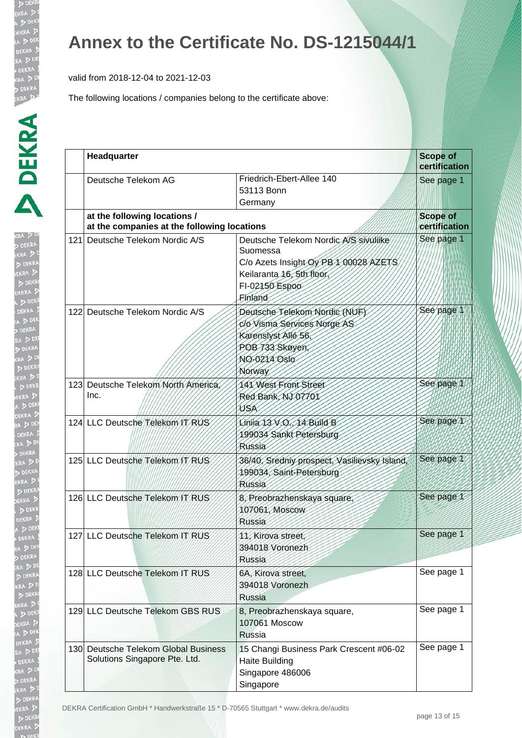# Annex to the Certificate No. DS-1215044/1

valid from 2018-12-04 to 2021-12-03

The following locations / companies belong to the certificate above:

| | **Headquarter** | | **Scope of certification** |
|---|---|---|---|
| | Deutsche Telekom AG | Friedrich-Ebert-Allee 140<br>53113 Bonn<br>Germany | See page 1 |
| | **at the following locations / at the companies at the following locations** | | **Scope of certification** |
| 121 | Deutsche Telekom Nordic A/S | Deutsche Telekom Nordic A/S sivuliike Suomessa<br>C/o Azets Insight Oy PB 1 00028 AZETS<br>Keilaranta 16, 5th floor,<br>FI-02150 Espoo<br>Finland | See page 1 |
| 122 | Deutsche Telekom Nordic A/S | Deutsche Telekom Nordic (NUF)<br>c/o Visma Services Norge AS<br>Karenslyst Allé 56,<br>POB 733 Skøyen,<br>NO-0214 Oslo<br>Norway | See page 1 |
| 123 | Deutsche Telekom North America, Inc. | 141 West Front Street<br>Red Bank, NJ 07701<br>USA | See page 1 |
| 124 | LLC Deutsche Telekom IT RUS | Liniia 13 V.O., 14 Build B<br>199034 Sankt Petersburg<br>Russia | See page 1 |
| 125 | LLC Deutsche Telekom IT RUS | 36/40, Sredniy prospect, Vasilievsky Island,<br>199034, Saint-Petersburg<br>Russia | See page 1 |
| 126 | LLC Deutsche Telekom IT RUS | 8, Preobrazhenskaya square,<br>107061, Moscow<br>Russia | See page 1 |
| 127 | LLC Deutsche Telekom IT RUS | 11, Kirova street,<br>394018 Voronezh<br>Russia | See page 1 |
| 128 | LLC Deutsche Telekom IT RUS | 6A, Kirova street,<br>394018 Voronezh<br>Russia | See page 1 |
| 129 | LLC Deutsche Telekom GBS RUS | 8, Preobrazhenskaya square,<br>107061 Moscow<br>Russia | See page 1 |
| 130 | Deutsche Telekom Global Business Solutions Singapore Pte. Ltd. | 15 Changi Business Park Crescent #06-02<br>Haite Building<br>Singapore 486006<br>Singapore | See page 1 |

DEKRA Certification GmbH * Handwerkstraße 15 * D-70565 Stuttgart * www.dekra.de/audits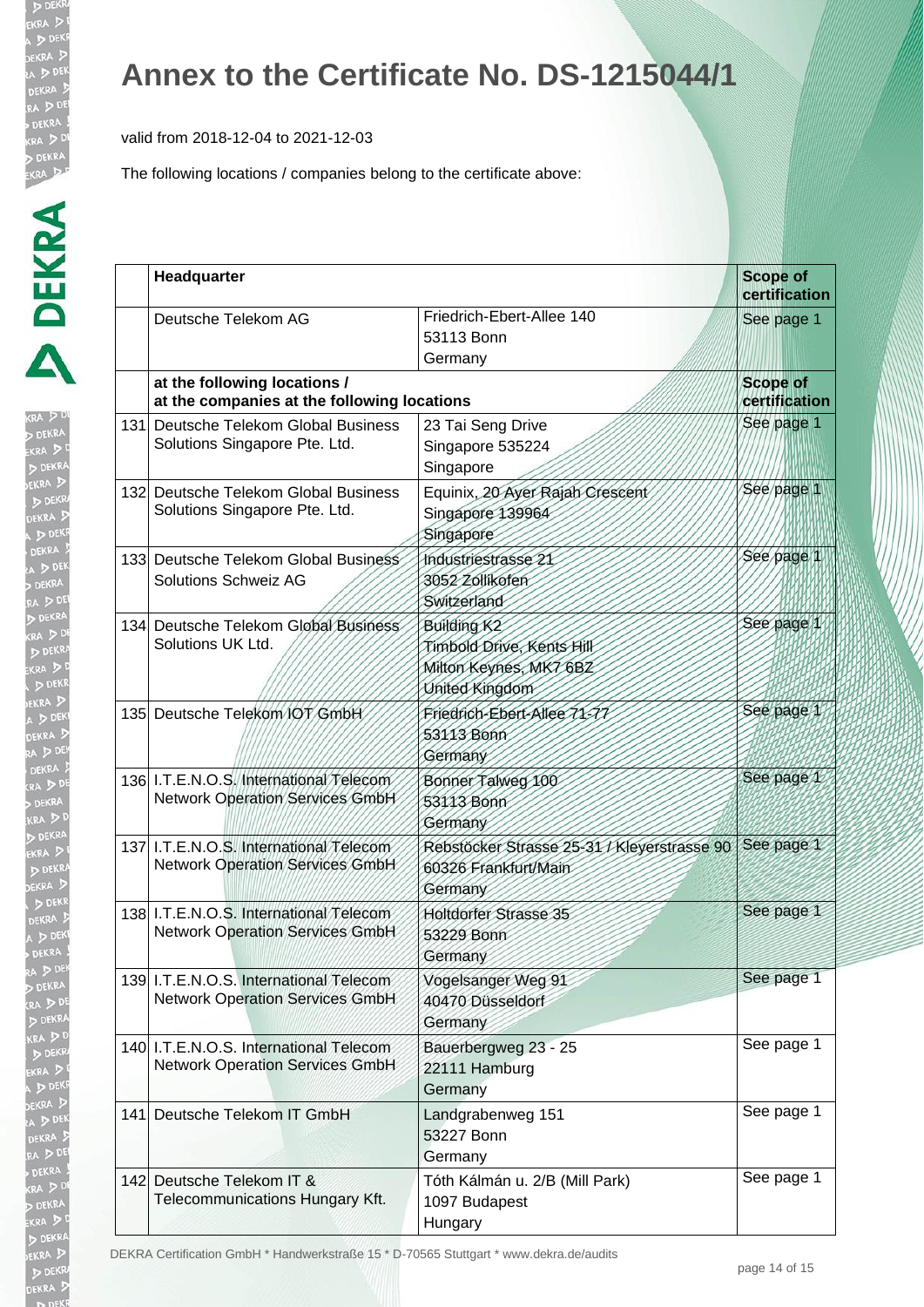# Annex to the Certificate No. DS-1215044/1

valid from 2018-12-04 to 2021-12-03

The following locations / companies belong to the certificate above:

| | **Headquarter** | | **Scope of certification** |
|---|---|---|---|
| | Deutsche Telekom AG | Friedrich-Ebert-Allee 140<br>53113 Bonn<br>Germany | See page 1 |
| | **at the following locations / at the companies at the following locations** | | **Scope of certification** |
| 131 | Deutsche Telekom Global Business Solutions Singapore Pte. Ltd. | 23 Tai Seng Drive<br>Singapore 535224<br>Singapore | See page 1 |
| 132 | Deutsche Telekom Global Business Solutions Singapore Pte. Ltd. | Equinix, 20 Ayer Rajah Crescent<br>Singapore 139964<br>Singapore | See page 1 |
| 133 | Deutsche Telekom Global Business Solutions Schweiz AG | Industriestrasse 21<br>3052 Zollikofen<br>Switzerland | See page 1 |
| 134 | Deutsche Telekom Global Business Solutions UK Ltd. | Building K2<br>Timbold Drive, Kents Hill<br>Milton Keynes, MK7 6BZ<br>United Kingdom | See page 1 |
| 135 | Deutsche Telekom IOT GmbH | Friedrich-Ebert-Allee 71-77<br>53113 Bonn<br>Germany | See page 1 |
| 136 | I.T.E.N.O.S. International Telecom Network Operation Services GmbH | Bonner Talweg 100<br>53113 Bonn<br>Germany | See page 1 |
| 137 | I.T.E.N.O.S. International Telecom Network Operation Services GmbH | Rebstöcker Strasse 25-31 / Kleyerstrasse 90<br>60326 Frankfurt/Main<br>Germany | See page 1 |
| 138 | I.T.E.N.O.S. International Telecom Network Operation Services GmbH | Holtdorfer Strasse 35<br>53229 Bonn<br>Germany | See page 1 |
| 139 | I.T.E.N.O.S. International Telecom Network Operation Services GmbH | Vogelsanger Weg 91<br>40470 Düsseldorf<br>Germany | See page 1 |
| 140 | I.T.E.N.O.S. International Telecom Network Operation Services GmbH | Bauerbergweg 23 - 25<br>22111 Hamburg<br>Germany | See page 1 |
| 141 | Deutsche Telekom IT GmbH | Landgrabenweg 151<br>53227 Bonn<br>Germany | See page 1 |
| 142 | Deutsche Telekom IT & Telecommunications Hungary Kft. | Tóth Kálmán u. 2/B (Mill Park)<br>1097 Budapest<br>Hungary | See page 1 |

DEKRA Certification GmbH * Handwerkstraße 15 * D-70565 Stuttgart * www.dekra.de/audits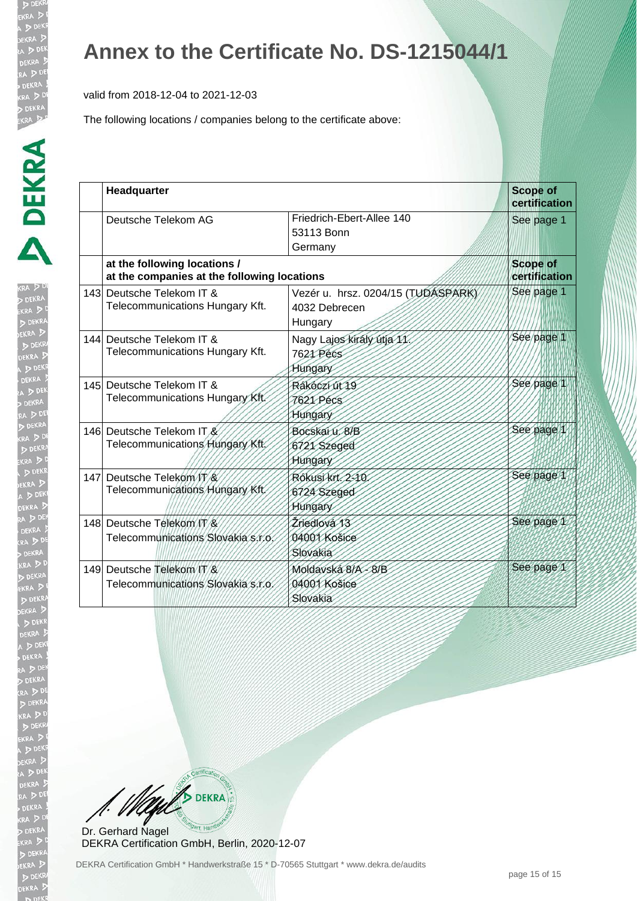# Annex to the Certificate No. DS-1215044/1

valid from 2018-12-04 to 2021-12-03

The following locations / companies belong to the certificate above:

| | Headquarter | | Scope of certification |
|---|---|---|---|
| | Deutsche Telekom AG | Friedrich-Ebert-Allee 140<br>53113 Bonn<br>Germany | See page 1 |
| | **at the following locations / at the companies at the following locations** | | **Scope of certification** |
| 143 | Deutsche Telekom IT & Telecommunications Hungary Kft. | Vezér u. hrsz. 0204/15 (TUDÁSPARK)<br>4032 Debrecen<br>Hungary | See page 1 |
| 144 | Deutsche Telekom IT & Telecommunications Hungary Kft. | Nagy Lajos király útja 11.<br>7621 Pécs<br>Hungary | See page 1 |
| 145 | Deutsche Telekom IT & Telecommunications Hungary Kft. | Rákóczi út 19<br>7621 Pécs<br>Hungary | See page 1 |
| 146 | Deutsche Telekom IT & Telecommunications Hungary Kft. | Bocskai u. 8/B<br>6721 Szeged<br>Hungary | See page 1 |
| 147 | Deutsche Telekom IT & Telecommunications Hungary Kft. | Rókusi krt. 2-10.<br>6724 Szeged<br>Hungary | See page 1 |
| 148 | Deutsche Telekom IT & Telecommunications Slovakia s.r.o. | Žriedlová 13<br>04001 Košice<br>Slovakia | See page 1 |
| 149 | Deutsche Telekom IT & Telecommunications Slovakia s.r.o. | Moldavská 8/A - 8/B<br>04001 Košice<br>Slovakia | See page 1 |

Dr. Gerhard Nagel
DEKRA Certification GmbH, Berlin, 2020-12-07

DEKRA Certification GmbH * Handwerkstraße 15 * D-70565 Stuttgart * www.dekra.de/audits